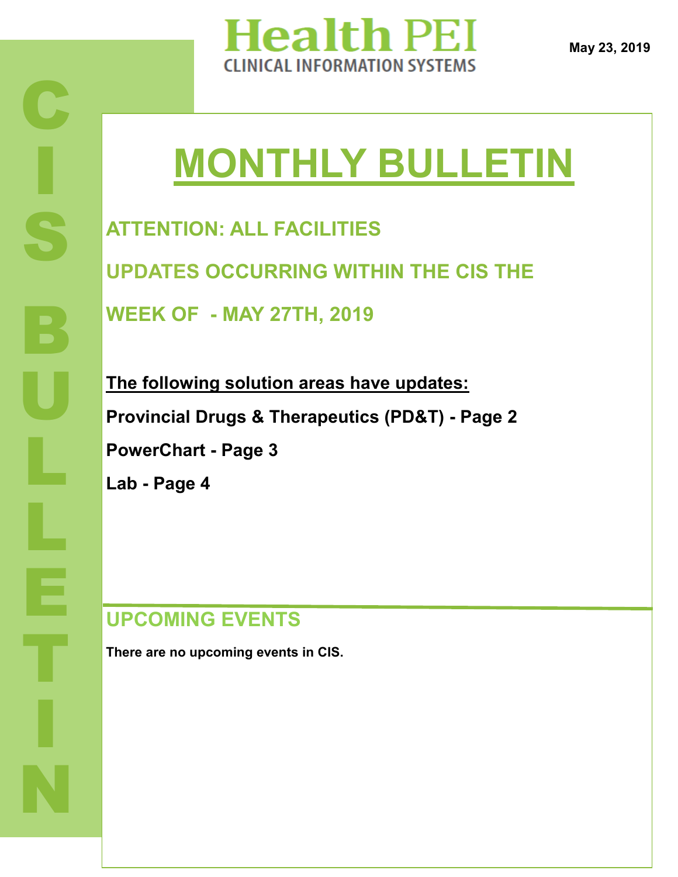# Health PEI
## CLINICAL INFORMATION SYSTEMS

May 23, 2019

CIS BULLETIN

# MONTHLY BULLETIN

## ATTENTION: ALL FACILITIES

## UPDATES OCCURRING WITHIN THE CIS THE WEEK OF - MAY 27TH, 2019

**The following solution areas have updates:**

**Provincial Drugs & Therapeutics (PD&T) - Page 2**

**PowerChart - Page 3**

**Lab - Page 4**

## UPCOMING EVENTS

**There are no upcoming events in CIS.**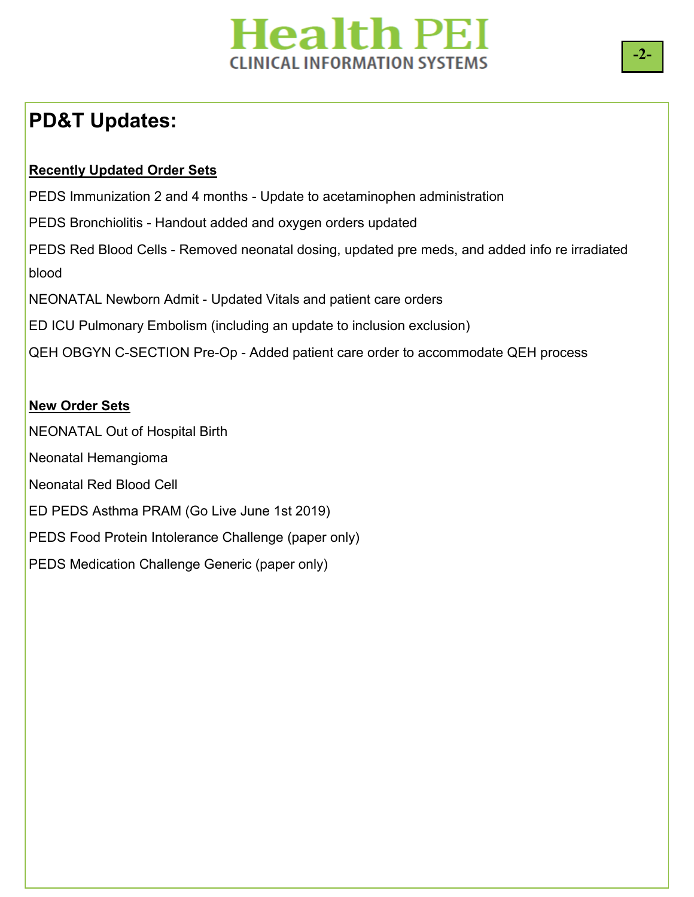# PD&T Updates:

**Recently Updated Order Sets**

PEDS Immunization 2 and 4 months - Update to acetaminophen administration

PEDS Bronchiolitis - Handout added and oxygen orders updated

PEDS Red Blood Cells - Removed neonatal dosing, updated pre meds, and added info re irradiated blood

NEONATAL Newborn Admit - Updated Vitals and patient care orders

ED ICU Pulmonary Embolism (including an update to inclusion exclusion)

QEH OBGYN C-SECTION Pre-Op - Added patient care order to accommodate QEH process

**New Order Sets**

NEONATAL Out of Hospital Birth

Neonatal Hemangioma

Neonatal Red Blood Cell

ED PEDS Asthma PRAM (Go Live June 1st 2019)

PEDS Food Protein Intolerance Challenge (paper only)

PEDS Medication Challenge Generic (paper only)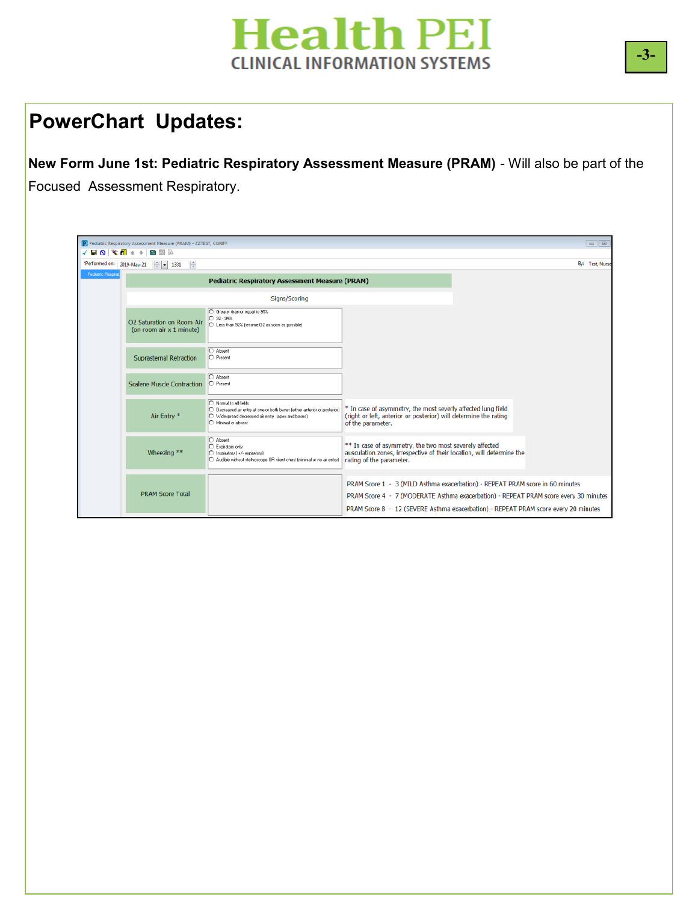# PowerChart Updates:

**New Form June 1st: Pediatric Respiratory Assessment Measure (PRAM)** - Will also be part of the Focused Assessment Respiratory.

Pediatric Respiratory Assessment Measure (PRAM) - ZZTEST, CGRFF

*Performed on: 2019-May-21 1331 By: Test, Nurse

**Pediatric Respiratory Assessment Measure (PRAM)**

| Signs/Scoring | | |
|---|---|---|
| O2 Saturation on Room Air (on room air x 1 minute) | ◯ Greater than or equal to 95%<br>◯ 92 - 94%<br>◯ Less than 92% (resume O2 as soon as possible) | |
| Suprasternal Retraction | ◯ Absent<br>◯ Present | |
| Scalene Muscle Contraction | ◯ Absent<br>◯ Present | |
| Air Entry * | ◯ Normal to all fields<br>◯ Decreased air entry at one or both bases (either anterior or posterior)<br>◯ Widespread decreased air entry (apex and bases)<br>◯ Minimal or absent | * In case of asymmetry, the most severly affected lung field (right or left, anterior or posterior) will determine the rating of the parameter. |
| Wheezing ** | ◯ Absent<br>◯ Expiratory only<br>◯ Inspiratory ( +/- expiratory)<br>◯ Audible without stethoscope OR silent chest (minimal or no air entry) | ** In case of asymmetry, the two most severely affected auscultation zones, irrespective of their location, will determine the rating of the parameter. |
| PRAM Score Total | | PRAM Score 1 - 3 (MILD Asthma exacerbation) - REPEAT PRAM score in 60 minutes<br>PRAM Score 4 - 7 (MODERATE Asthma exacerbation) - REPEAT PRAM score every 30 minutes<br>PRAM Score 8 - 12 (SEVERE Asthma exacerbation) - REPEAT PRAM score every 20 minutes |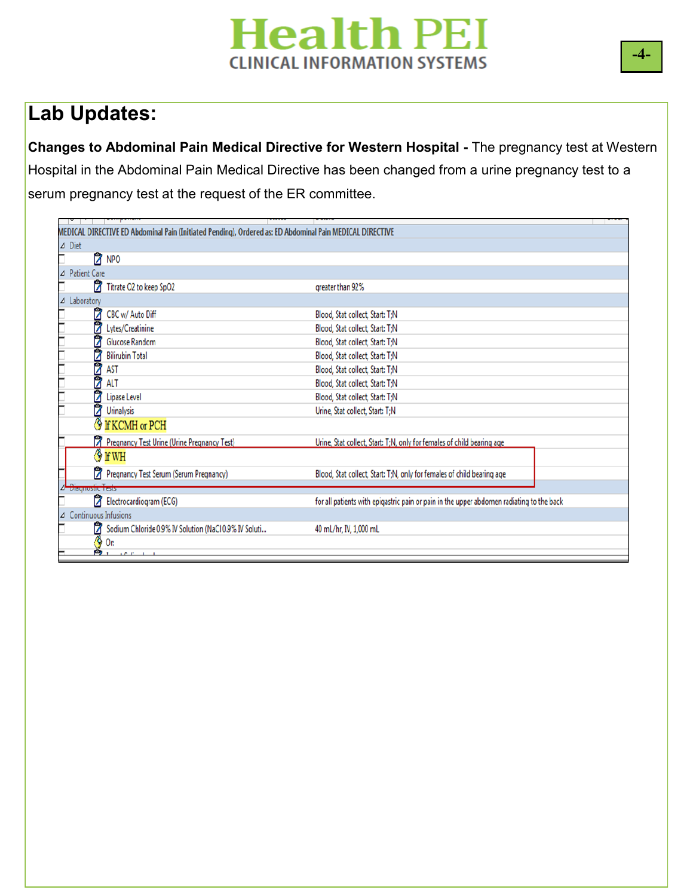## Lab Updates:

**Changes to Abdominal Pain Medical Directive for Western Hospital -** The pregnancy test at Western Hospital in the Abdominal Pain Medical Directive has been changed from a urine pregnancy test to a serum pregnancy test at the request of the ER committee.

| | |
|---|---|
| MEDICAL DIRECTIVE ED Abdominal Pain (Initiated Pending), Ordered as: ED Abdominal Pain MEDICAL DIRECTIVE | |
| Diet | |
| NPO | |
| Patient Care | |
| Titrate O2 to keep SpO2 | greater than 92% |
| Laboratory | |
| CBC w/ Auto Diff | Blood, Stat collect, Start: T;N |
| Lytes/Creatinine | Blood, Stat collect, Start: T;N |
| Glucose Random | Blood, Stat collect, Start: T;N |
| Bilirubin Total | Blood, Stat collect, Start: T;N |
| AST | Blood, Stat collect, Start: T;N |
| ALT | Blood, Stat collect, Start: T;N |
| Lipase Level | Blood, Stat collect, Start: T;N |
| Urinalysis | Urine, Stat collect, Start: T;N |
| If KCMH or PCH | |
| Pregnancy Test Urine (Urine Pregnancy Test) | Urine, Stat collect, Start: T;N, only for females of child bearing age |
| If WH | |
| Pregnancy Test Serum (Serum Pregnancy) | Blood, Stat collect, Start: T;N, only for females of child bearing age |
| Diagnostic Tests | |
| Electrocardiogram (ECG) | for all patients with epigastric pain or pain in the upper abdomen radiating to the back |
| Continuous Infusions | |
| Sodium Chloride 0.9% IV Solution (NaCl 0.9% IV Soluti... | 40 mL/hr, IV, 1,000 mL |
| Or: | |